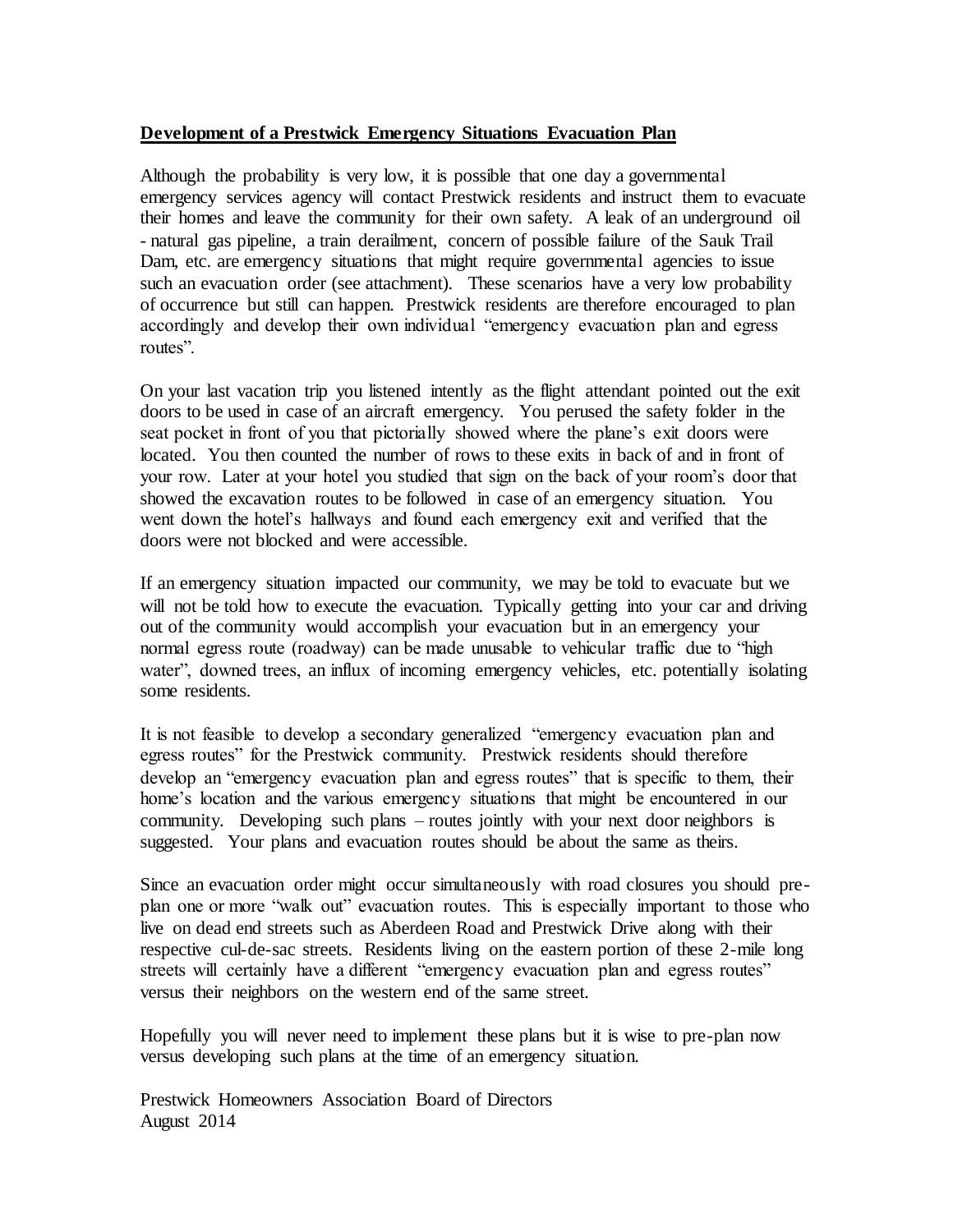**Development of a Prestwick Emergency Situations Evacuation Plan**

Although the probability is very low, it is possible that one day a governmental emergency services agency will contact Prestwick residents and instruct them to evacuate their homes and leave the community for their own safety. A leak of an underground oil - natural gas pipeline, a train derailment, concern of possible failure of the Sauk Trail Dam, etc. are emergency situations that might require governmental agencies to issue such an evacuation order (see attachment). These scenarios have a very low probability of occurrence but still can happen. Prestwick residents are therefore encouraged to plan accordingly and develop their own individual "emergency evacuation plan and egress routes".

On your last vacation trip you listened intently as the flight attendant pointed out the exit doors to be used in case of an aircraft emergency. You perused the safety folder in the seat pocket in front of you that pictorially showed where the plane's exit doors were located. You then counted the number of rows to these exits in back of and in front of your row. Later at your hotel you studied that sign on the back of your room's door that showed the excavation routes to be followed in case of an emergency situation. You went down the hotel's hallways and found each emergency exit and verified that the doors were not blocked and were accessible.

If an emergency situation impacted our community, we may be told to evacuate but we will not be told how to execute the evacuation. Typically getting into your car and driving out of the community would accomplish your evacuation but in an emergency your normal egress route (roadway) can be made unusable to vehicular traffic due to "high water", downed trees, an influx of incoming emergency vehicles, etc. potentially isolating some residents.

It is not feasible to develop a secondary generalized "emergency evacuation plan and egress routes" for the Prestwick community. Prestwick residents should therefore develop an "emergency evacuation plan and egress routes" that is specific to them, their home's location and the various emergency situations that might be encountered in our community. Developing such plans – routes jointly with your next door neighbors is suggested. Your plans and evacuation routes should be about the same as theirs.

Since an evacuation order might occur simultaneously with road closures you should pre-plan one or more "walk out" evacuation routes. This is especially important to those who live on dead end streets such as Aberdeen Road and Prestwick Drive along with their respective cul-de-sac streets. Residents living on the eastern portion of these 2-mile long streets will certainly have a different "emergency evacuation plan and egress routes" versus their neighbors on the western end of the same street.

Hopefully you will never need to implement these plans but it is wise to pre-plan now versus developing such plans at the time of an emergency situation.

Prestwick Homeowners Association Board of Directors
August 2014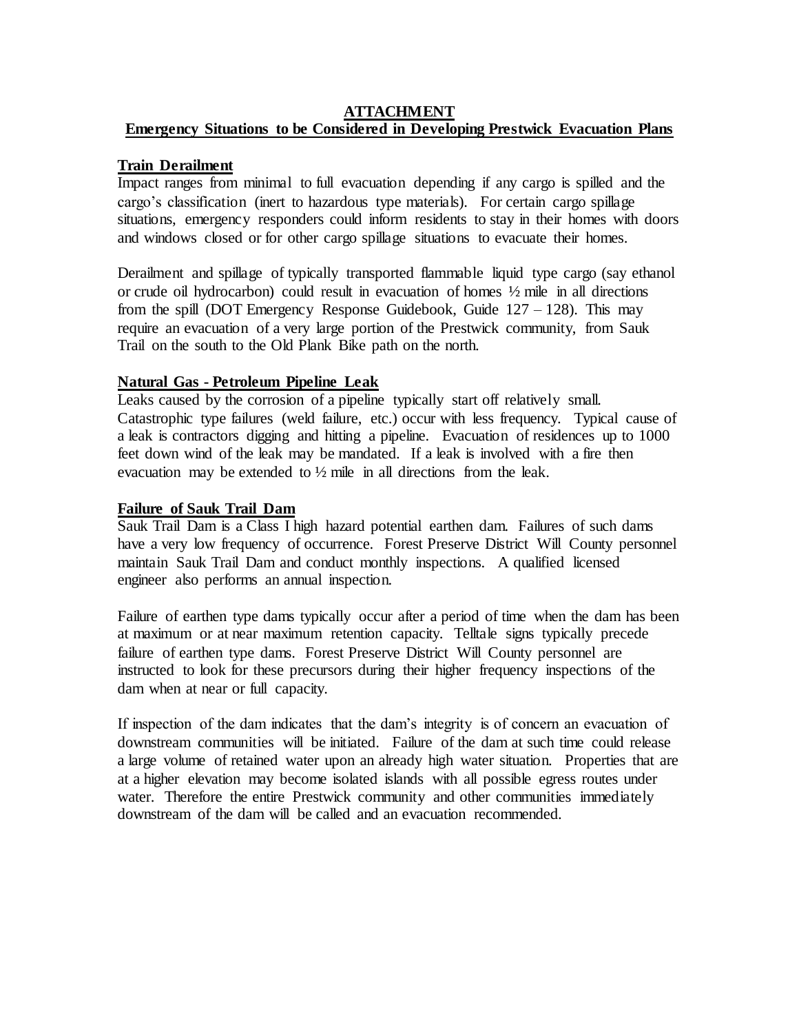**ATTACHMENT**

**Emergency Situations to be Considered in Developing Prestwick Evacuation Plans**

**Train Derailment**

Impact ranges from minimal to full evacuation depending if any cargo is spilled and the cargo's classification (inert to hazardous type materials). For certain cargo spillage situations, emergency responders could inform residents to stay in their homes with doors and windows closed or for other cargo spillage situations to evacuate their homes.

Derailment and spillage of typically transported flammable liquid type cargo (say ethanol or crude oil hydrocarbon) could result in evacuation of homes ½ mile in all directions from the spill (DOT Emergency Response Guidebook, Guide 127 – 128). This may require an evacuation of a very large portion of the Prestwick community, from Sauk Trail on the south to the Old Plank Bike path on the north.

**Natural Gas - Petroleum Pipeline Leak**

Leaks caused by the corrosion of a pipeline typically start off relatively small. Catastrophic type failures (weld failure, etc.) occur with less frequency. Typical cause of a leak is contractors digging and hitting a pipeline. Evacuation of residences up to 1000 feet down wind of the leak may be mandated. If a leak is involved with a fire then evacuation may be extended to ½ mile in all directions from the leak.

**Failure of Sauk Trail Dam**

Sauk Trail Dam is a Class I high hazard potential earthen dam. Failures of such dams have a very low frequency of occurrence. Forest Preserve District Will County personnel maintain Sauk Trail Dam and conduct monthly inspections. A qualified licensed engineer also performs an annual inspection.

Failure of earthen type dams typically occur after a period of time when the dam has been at maximum or at near maximum retention capacity. Telltale signs typically precede failure of earthen type dams. Forest Preserve District Will County personnel are instructed to look for these precursors during their higher frequency inspections of the dam when at near or full capacity.

If inspection of the dam indicates that the dam's integrity is of concern an evacuation of downstream communities will be initiated. Failure of the dam at such time could release a large volume of retained water upon an already high water situation. Properties that are at a higher elevation may become isolated islands with all possible egress routes under water. Therefore the entire Prestwick community and other communities immediately downstream of the dam will be called and an evacuation recommended.